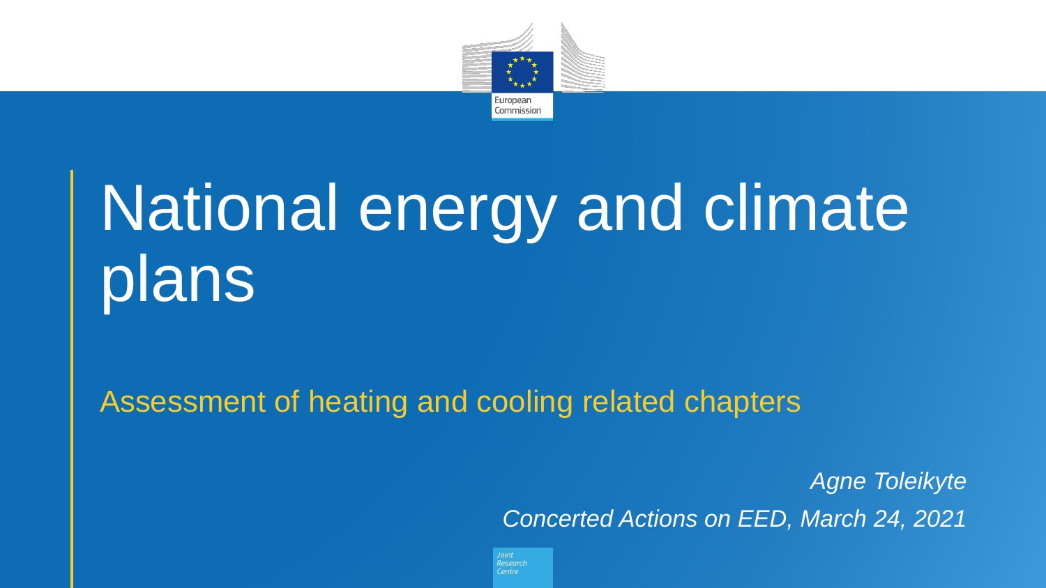# National energy and climate plans

## Assessment of heating and cooling related chapters

*Agne Toleikyte*

*Concerted Actions on EED, March 24, 2021*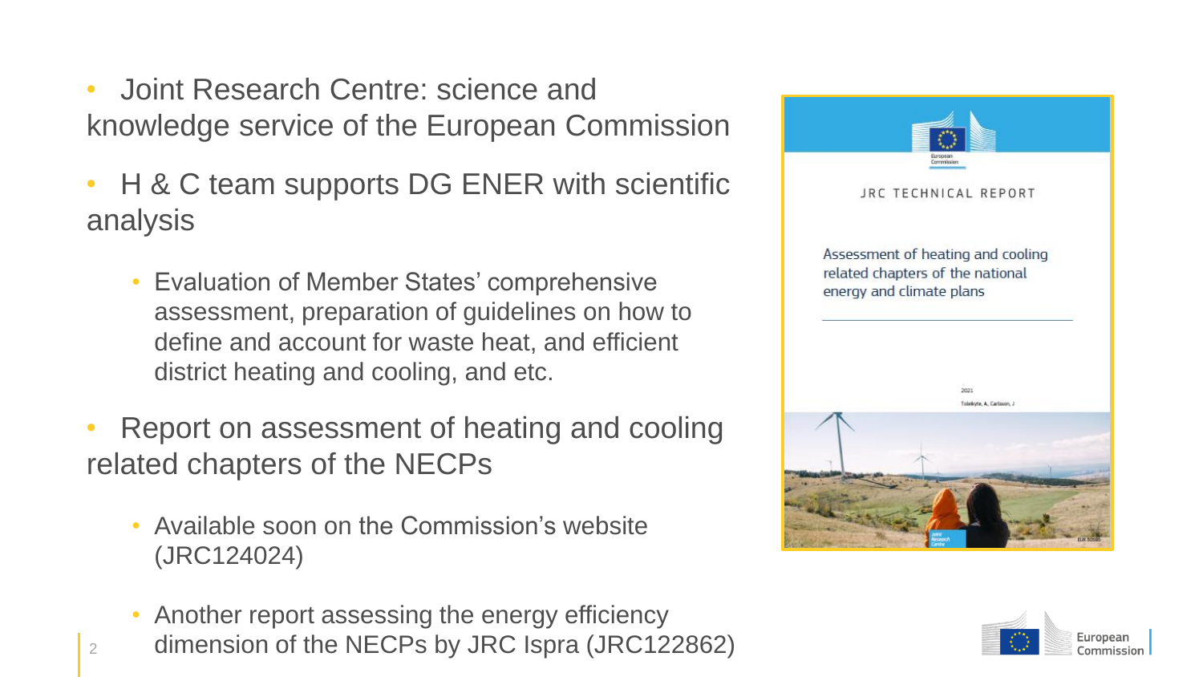- Joint Research Centre: science and knowledge service of the European Commission
- H & C team supports DG ENER with scientific analysis
  - Evaluation of Member States' comprehensive assessment, preparation of guidelines on how to define and account for waste heat, and efficient district heating and cooling, and etc.
- Report on assessment of heating and cooling related chapters of the NECPs
  - Available soon on the Commission's website (JRC124024)
  - Another report assessing the energy efficiency dimension of the NECPs by JRC Ispra (JRC122862)

JRC TECHNICAL REPORT

Assessment of heating and cooling related chapters of the national energy and climate plans

2021

Toleikyte, A., Carlsson, J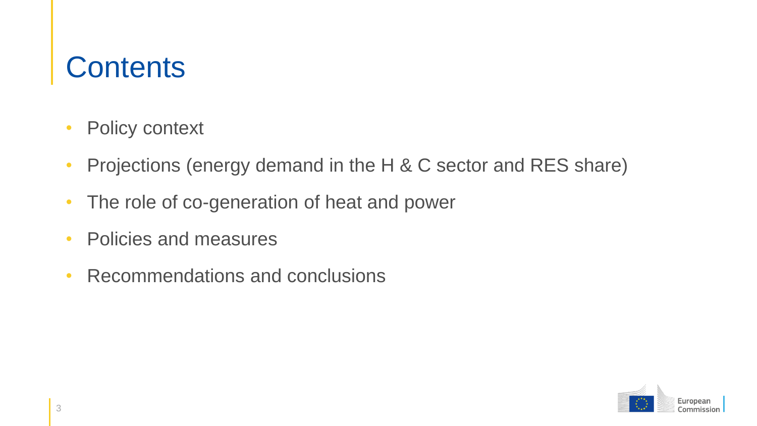# Contents

- Policy context
- Projections (energy demand in the H & C sector and RES share)
- The role of co-generation of heat and power
- Policies and measures
- Recommendations and conclusions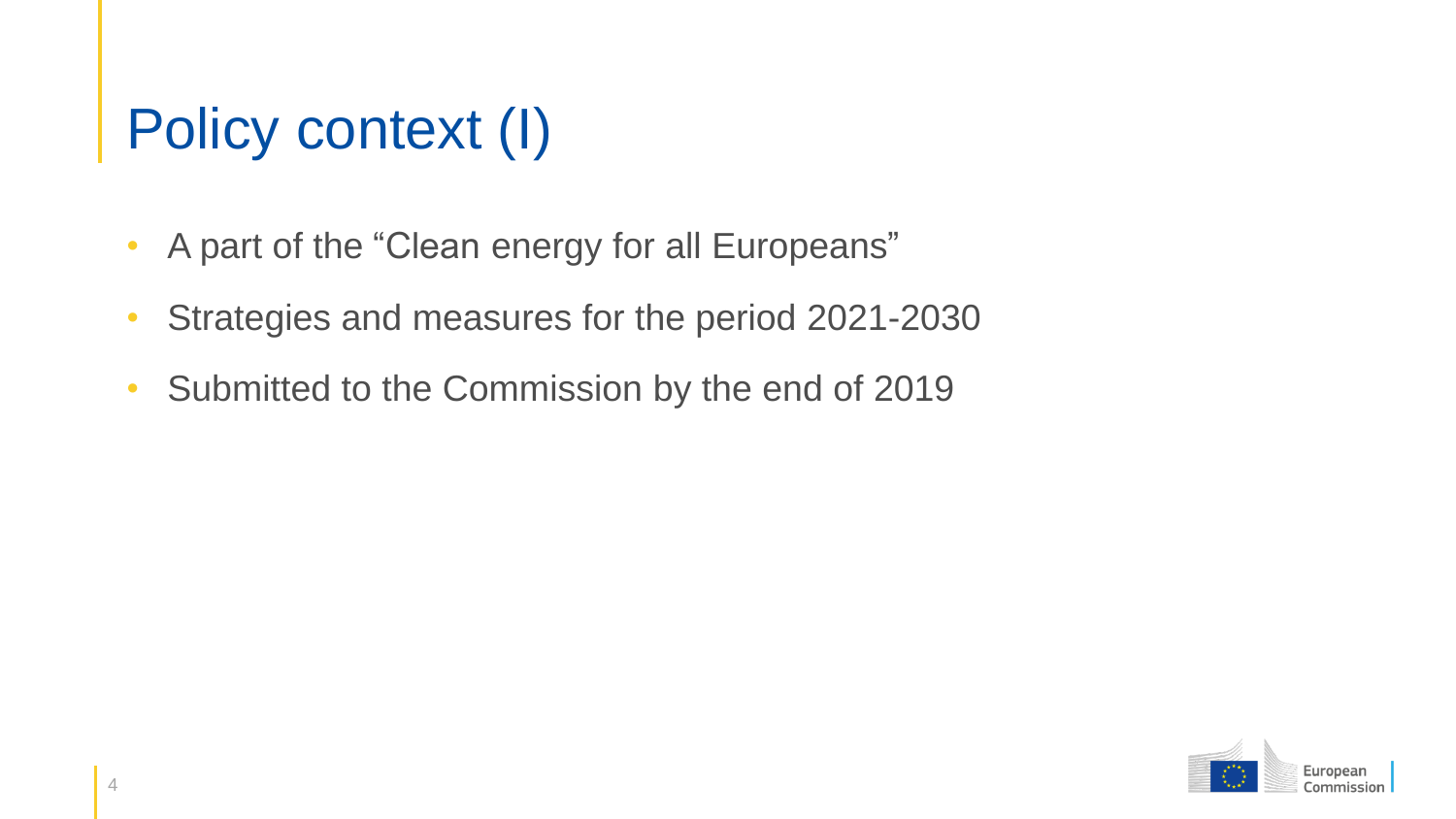# Policy context (I)

- A part of the “Clean energy for all Europeans”
- Strategies and measures for the period 2021-2030
- Submitted to the Commission by the end of 2019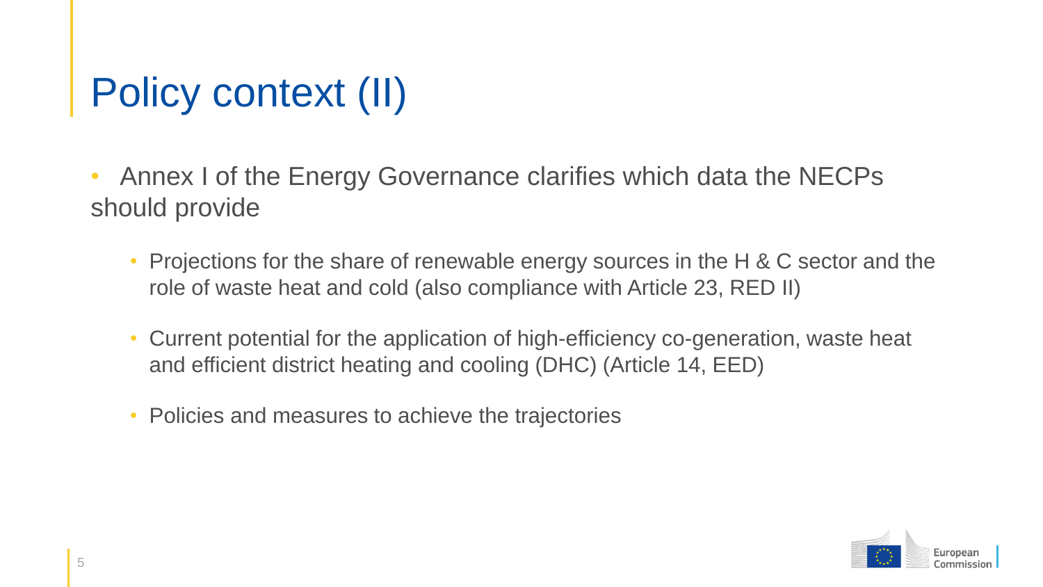# Policy context (II)

- Annex I of the Energy Governance clarifies which data the NECPs should provide
  - Projections for the share of renewable energy sources in the H & C sector and the role of waste heat and cold (also compliance with Article 23, RED II)
  - Current potential for the application of high-efficiency co-generation, waste heat and efficient district heating and cooling (DHC) (Article 14, EED)
  - Policies and measures to achieve the trajectories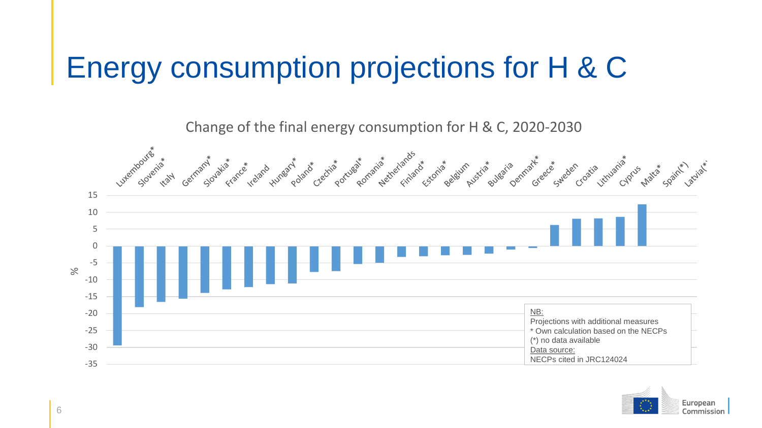# Energy consumption projections for H & C

Change of the final energy consumption for H & C, 2020-2030

| Country | % (approx.) |
|---|---|
| Luxembourg* | -29.5 |
| Slovenia* | -18 |
| Italy | -16.5 |
| Germany* | -15.5 |
| Slovakia* | -13.8 |
| France* | -12.8 |
| Ireland | -12.2 |
| Hungary* | -11.2 |
| Poland* | -11 |
| Czechia* | -7.6 |
| Portugal* | -7.4 |
| Romania* | -5.2 |
| Netherlands | -4.9 |
| Finland* | -3.1 |
| Estonia* | -2.9 |
| Belgium | -2.6 |
| Austria* | -2.5 |
| Bulgaria | -2.1 |
| Denmark* | -0.9 |
| Greece* | -0.5 |
| Sweden | 6.2 |
| Croatia | 8 |
| Lithuania* | 8.1 |
| Cyprus | 8.6 |
| Malta* | 12.3 |
| Spain(*) | |
| Latvia(*) | |

NB:
Projections with additional measures
\* Own calculation based on the NECPs
(*) no data available
Data source:
NECPs cited in JRC124024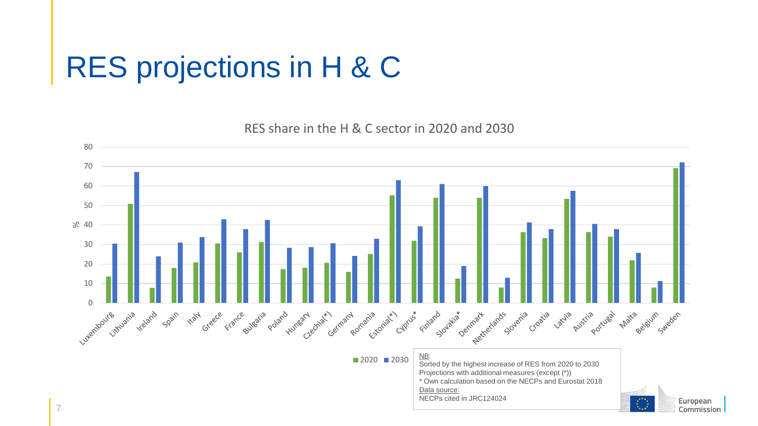# RES projections in H & C

RES share in the H & C sector in 2020 and 2030

| Country | 2020 | 2030 |
|---|---|---|
| Luxembourg | 13.6 | 30.4 |
| Lithuania | 50.8 | 67.1 |
| Ireland | 7.7 | 23.9 |
| Spain | 17.9 | 31.0 |
| Italy | 20.8 | 33.8 |
| Greece | 30.5 | 43.0 |
| France | 25.9 | 38.0 |
| Bulgaria | 31.2 | 42.6 |
| Poland | 17.4 | 28.4 |
| Hungary | 18.1 | 28.7 |
| Czechia(*) | 20.6 | 30.6 |
| Germany | 15.9 | 24.1 |
| Romania | 25.1 | 33.0 |
| Estonia(*) | 55.3 | 63.0 |
| Cyprus* | 31.9 | 39.3 |
| Finland | 54.0 | 61.0 |
| Slovakia* | 12.4 | 19.0 |
| Denmark | 54.0 | 60.0 |
| Netherlands | 7.9 | 13.0 |
| Slovenia | 36.4 | 41.3 |
| Croatia | 33.3 | 38.0 |
| Latvia | 53.4 | 57.6 |
| Austria | 36.4 | 40.5 |
| Portugal | 34.0 | 38.0 |
| Malta | 22.0 | 25.8 |
| Belgium | 7.9 | 11.3 |
| Sweden | 69.2 | 72.1 |

NB:
Sorted by the highest increase of RES from 2020 to 2030
Projections with additional measures (except (*))
* Own calculation based on the NECPs and Eurostat 2018
Data source:
NECPs cited in JRC124024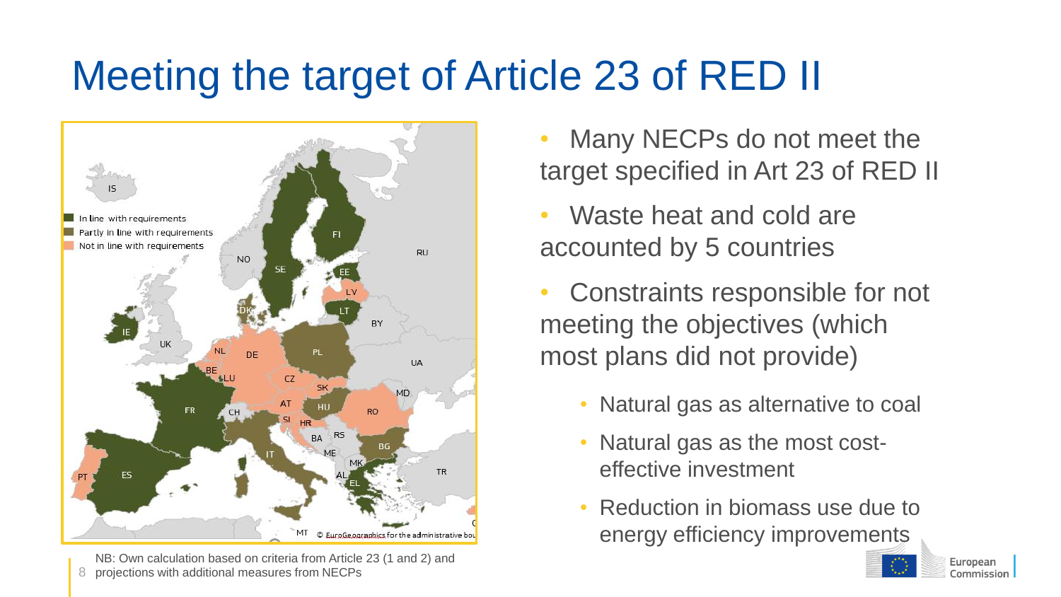# Meeting the target of Article 23 of RED II

- Many NECPs do not meet the target specified in Art 23 of RED II
- Waste heat and cold are accounted by 5 countries
- Constraints responsible for not meeting the objectives (which most plans did not provide)
  - Natural gas as alternative to coal
  - Natural gas as the most cost-effective investment
  - Reduction in biomass use due to energy efficiency improvements

NB: Own calculation based on criteria from Article 23 (1 and 2) and projections with additional measures from NECPs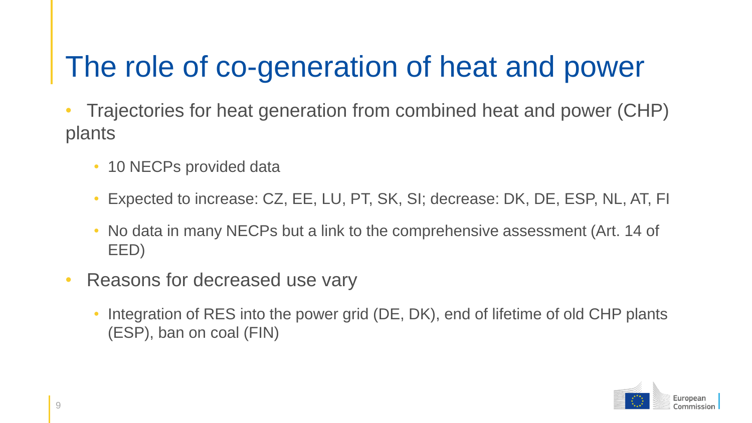# The role of co-generation of heat and power

- Trajectories for heat generation from combined heat and power (CHP) plants
  - 10 NECPs provided data
  - Expected to increase: CZ, EE, LU, PT, SK, SI; decrease: DK, DE, ESP, NL, AT, FI
  - No data in many NECPs but a link to the comprehensive assessment (Art. 14 of EED)
- Reasons for decreased use vary
  - Integration of RES into the power grid (DE, DK), end of lifetime of old CHP plants (ESP), ban on coal (FIN)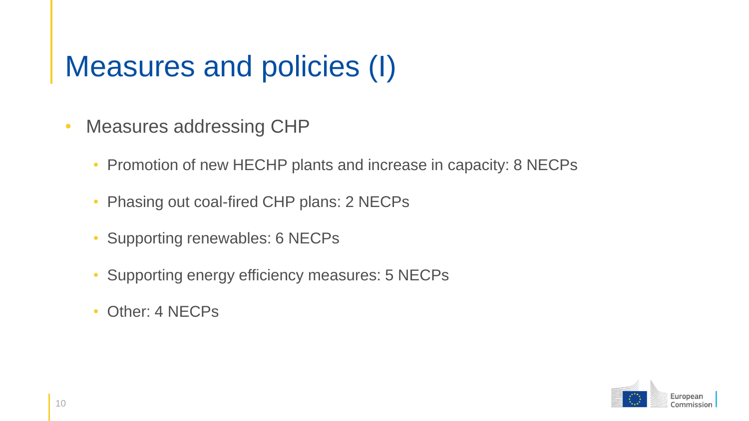# Measures and policies (I)

- Measures addressing CHP
  - Promotion of new HECHP plants and increase in capacity: 8 NECPs
  - Phasing out coal-fired CHP plans: 2 NECPs
  - Supporting renewables: 6 NECPs
  - Supporting energy efficiency measures: 5 NECPs
  - Other: 4 NECPs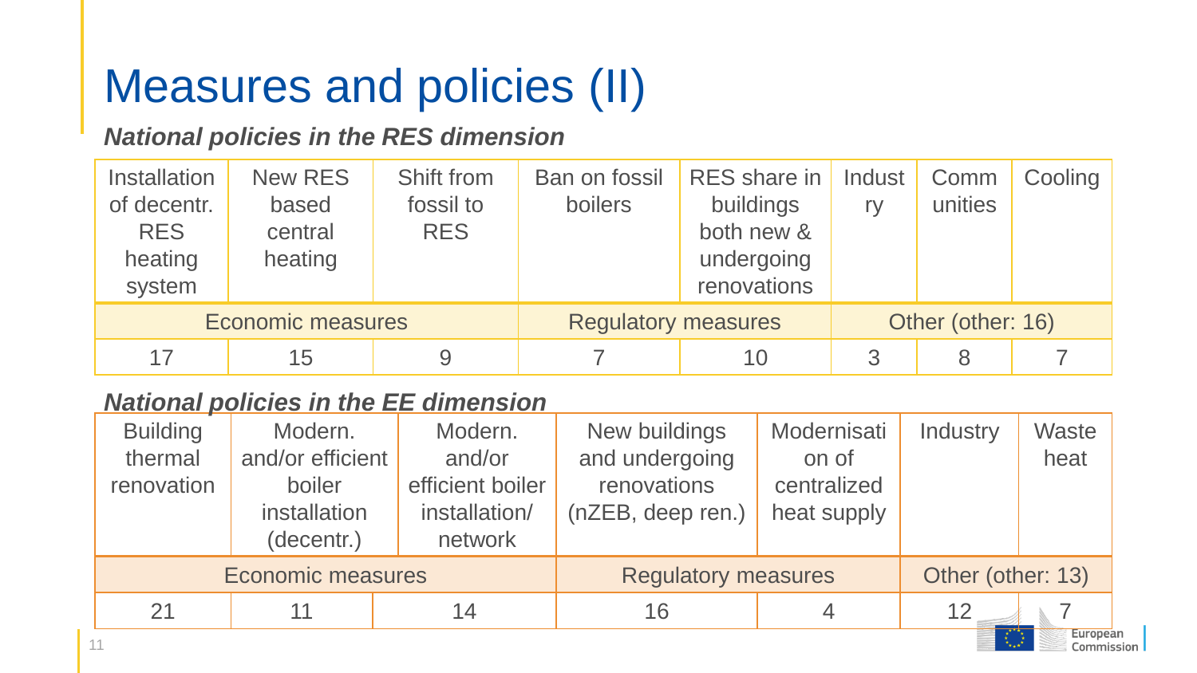# Measures and policies (II)

***National policies in the RES dimension***

| Installation of decentr. RES heating system | New RES based central heating | Shift from fossil to RES | Ban on fossil boilers | RES share in buildings both new & undergoing renovations | Industry | Communities | Cooling |
|---|---|---|---|---|---|---|---|
| Economic measures | | | Regulatory measures | | Other (other: 16) | | |
| 17 | 15 | 9 | 7 | 10 | 3 | 8 | 7 |

***National policies in the EE dimension***

| Building thermal renovation | Modern. and/or efficient boiler installation (decentr.) | Modern. and/or efficient boiler installation/ network | New buildings and undergoing renovations (nZEB, deep ren.) | Modernisation of centralized heat supply | Industry | Waste heat |
|---|---|---|---|---|---|---|
| Economic measures | | | Regulatory measures | | Other (other: 13) | |
| 21 | 11 | 14 | 16 | 4 | 12 | 7 |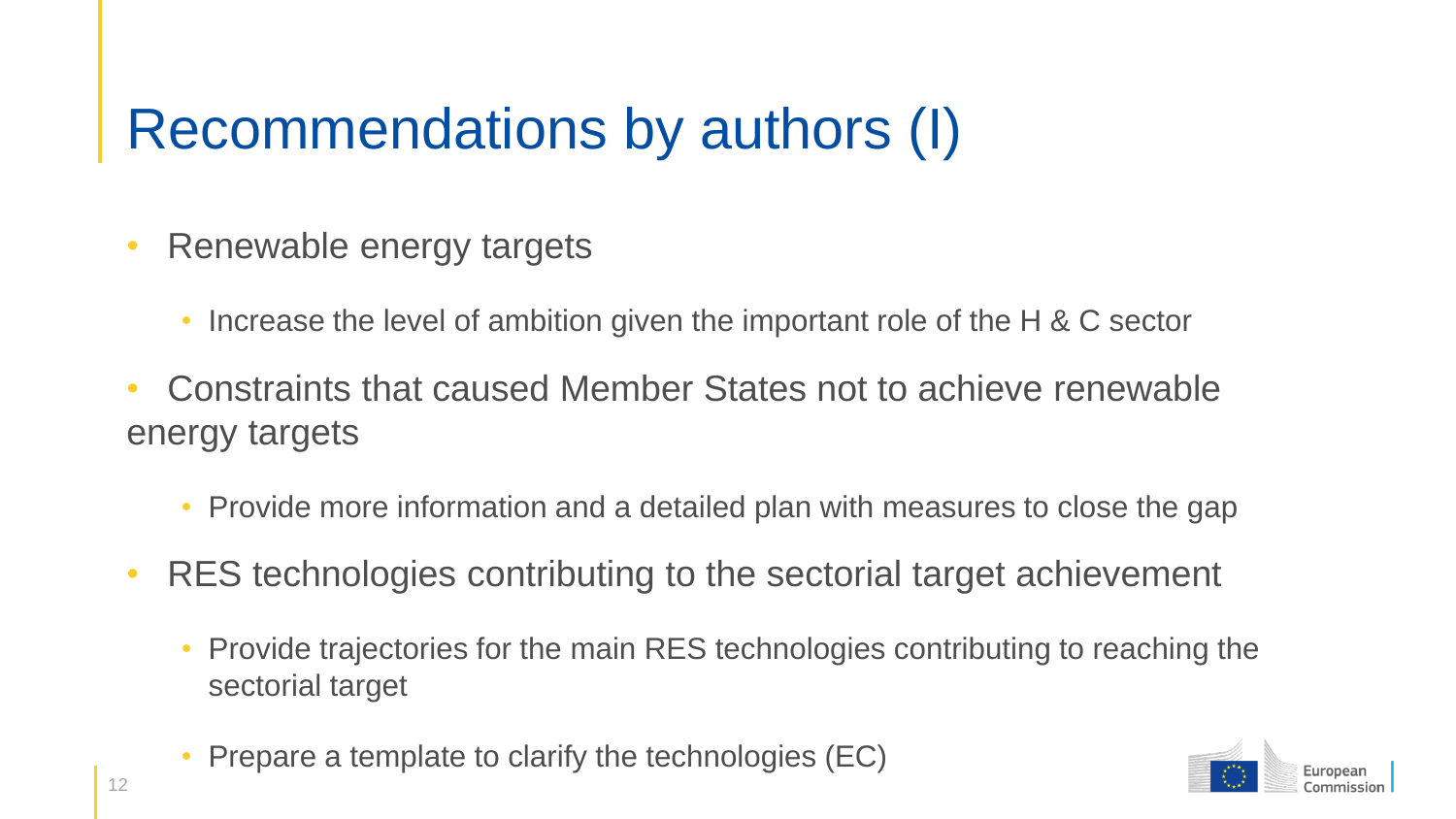# Recommendations by authors (I)

- Renewable energy targets
  - Increase the level of ambition given the important role of the H & C sector
- Constraints that caused Member States not to achieve renewable energy targets
  - Provide more information and a detailed plan with measures to close the gap
- RES technologies contributing to the sectorial target achievement
  - Provide trajectories for the main RES technologies contributing to reaching the sectorial target
  - Prepare a template to clarify the technologies (EC)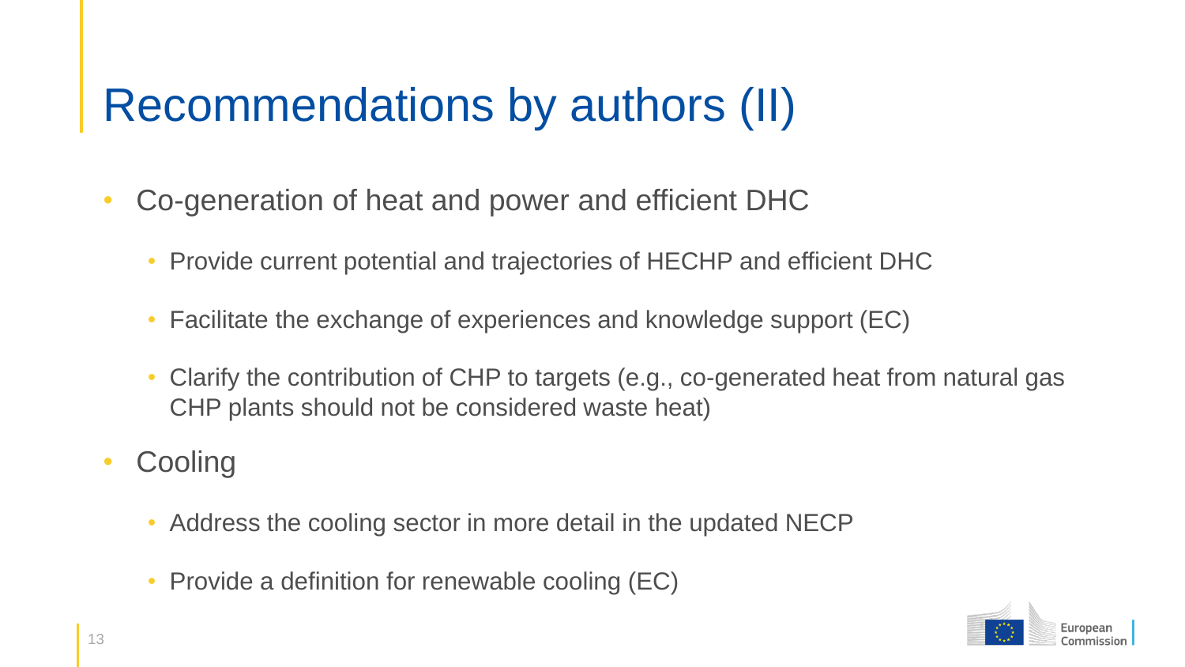# Recommendations by authors (II)

- Co-generation of heat and power and efficient DHC
  - Provide current potential and trajectories of HECHP and efficient DHC
  - Facilitate the exchange of experiences and knowledge support (EC)
  - Clarify the contribution of CHP to targets (e.g., co-generated heat from natural gas CHP plants should not be considered waste heat)
- Cooling
  - Address the cooling sector in more detail in the updated NECP
  - Provide a definition for renewable cooling (EC)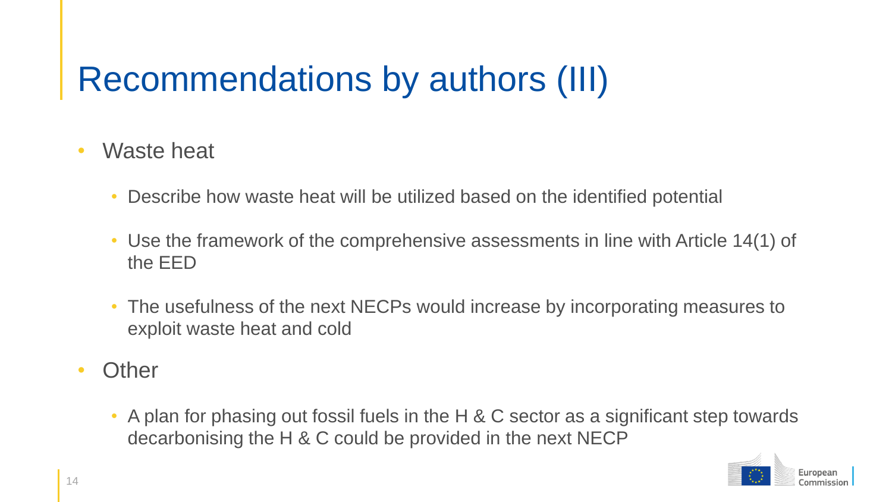# Recommendations by authors (III)

- Waste heat
  - Describe how waste heat will be utilized based on the identified potential
  - Use the framework of the comprehensive assessments in line with Article 14(1) of the EED
  - The usefulness of the next NECPs would increase by incorporating measures to exploit waste heat and cold
- Other
  - A plan for phasing out fossil fuels in the H & C sector as a significant step towards decarbonising the H & C could be provided in the next NECP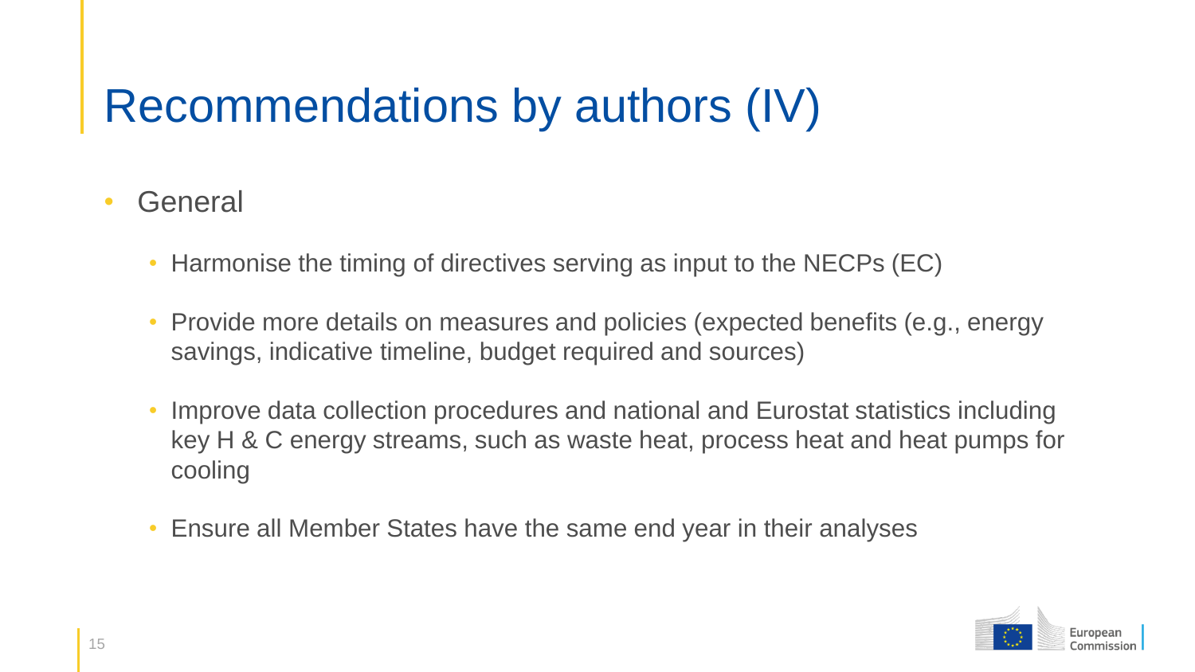# Recommendations by authors (IV)

- General
  - Harmonise the timing of directives serving as input to the NECPs (EC)
  - Provide more details on measures and policies (expected benefits (e.g., energy savings, indicative timeline, budget required and sources)
  - Improve data collection procedures and national and Eurostat statistics including key H & C energy streams, such as waste heat, process heat and heat pumps for cooling
  - Ensure all Member States have the same end year in their analyses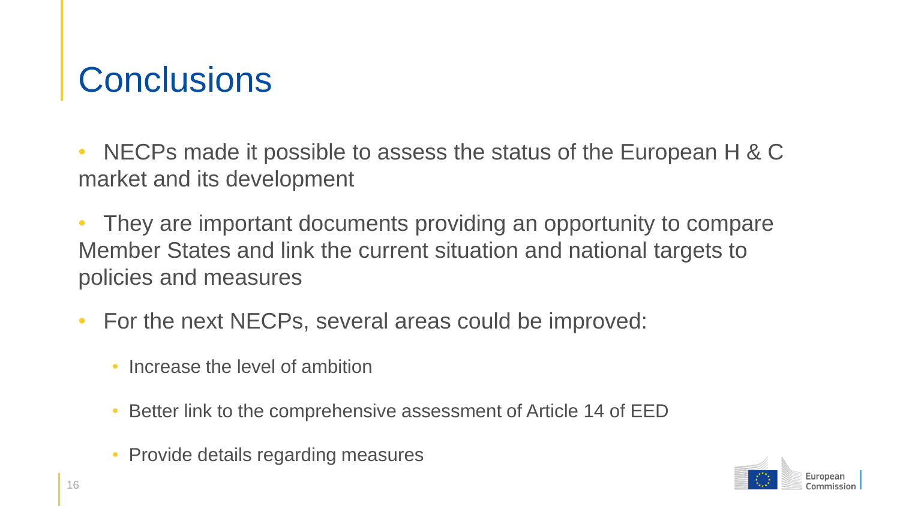# Conclusions

- NECPs made it possible to assess the status of the European H & C market and its development
- They are important documents providing an opportunity to compare Member States and link the current situation and national targets to policies and measures
- For the next NECPs, several areas could be improved:
  - Increase the level of ambition
  - Better link to the comprehensive assessment of Article 14 of EED
  - Provide details regarding measures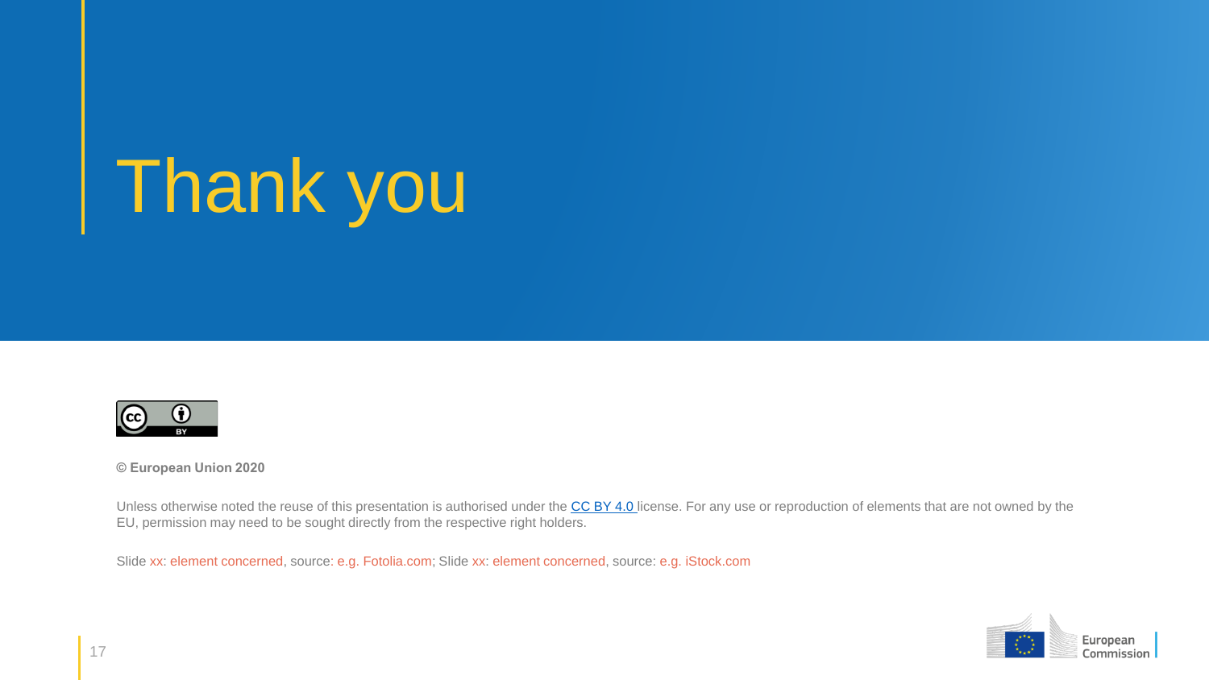# Thank you

**© European Union 2020**

Unless otherwise noted the reuse of this presentation is authorised under the [CC BY 4.0](https://creativecommons.org/licenses/by/4.0/) license. For any use or reproduction of elements that are not owned by the EU, permission may need to be sought directly from the respective right holders.

Slide xx: element concerned, source: e.g. Fotolia.com; Slide xx: element concerned, source: e.g. iStock.com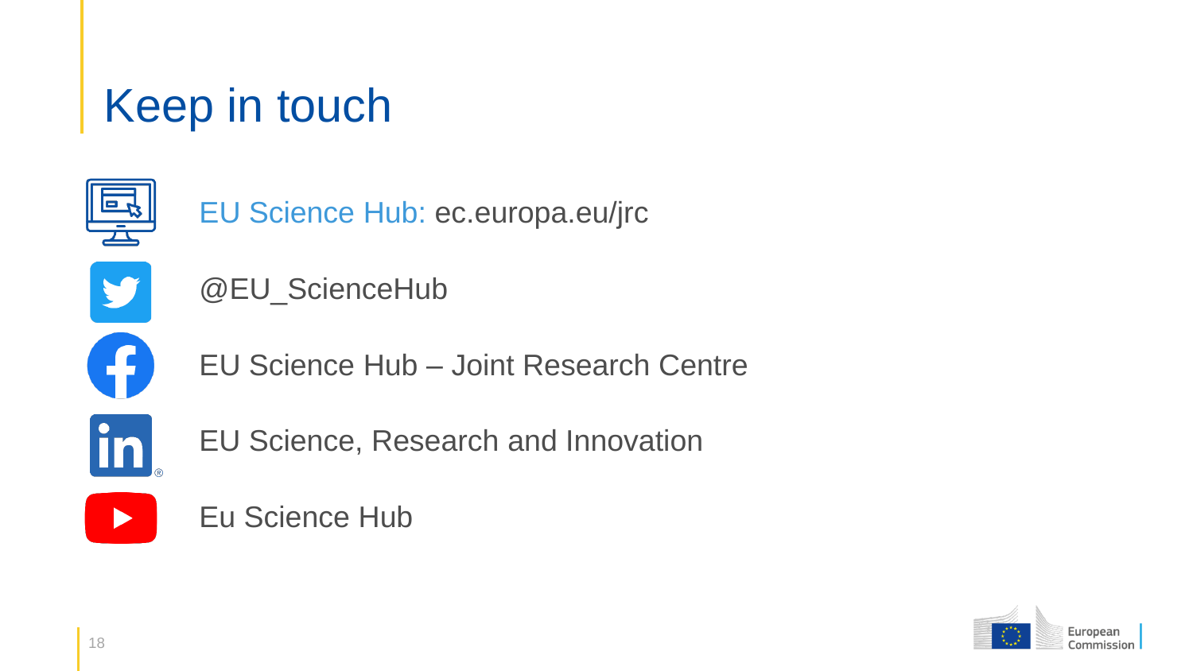# Keep in touch

EU Science Hub: ec.europa.eu/jrc

@EU_ScienceHub

EU Science Hub – Joint Research Centre

EU Science, Research and Innovation

Eu Science Hub